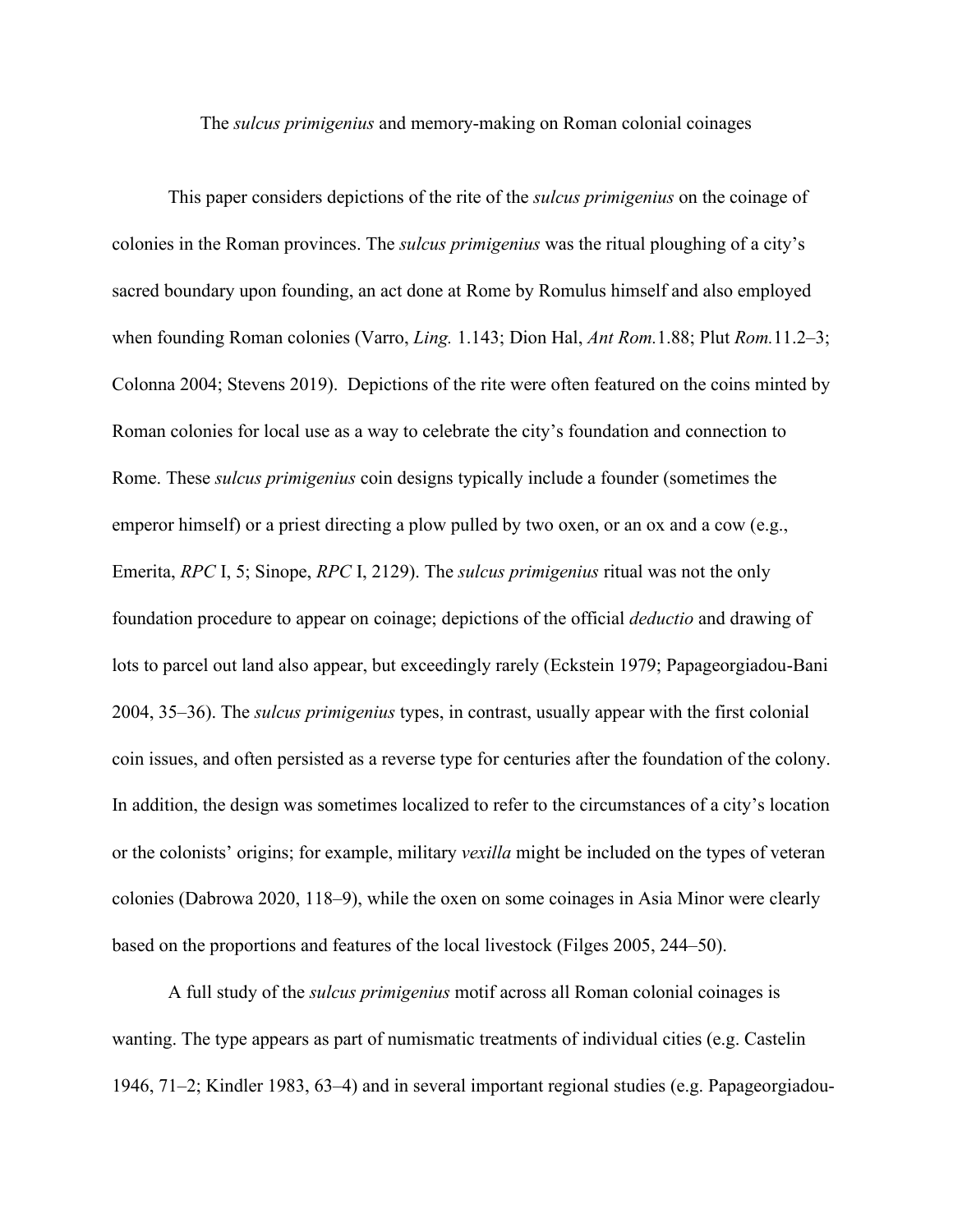The *sulcus primigenius* and memory-making on Roman colonial coinages

This paper considers depictions of the rite of the *sulcus primigenius* on the coinage of colonies in the Roman provinces. The *sulcus primigenius* was the ritual ploughing of a city's sacred boundary upon founding, an act done at Rome by Romulus himself and also employed when founding Roman colonies (Varro, *Ling.* 1.143; Dion Hal, *Ant Rom.*1.88; Plut *Rom.*11.2–3; Colonna 2004; Stevens 2019). Depictions of the rite were often featured on the coins minted by Roman colonies for local use as a way to celebrate the city's foundation and connection to Rome. These *sulcus primigenius* coin designs typically include a founder (sometimes the emperor himself) or a priest directing a plow pulled by two oxen, or an ox and a cow (e.g., Emerita, *RPC* I, 5; Sinope, *RPC* I, 2129). The *sulcus primigenius* ritual was not the only foundation procedure to appear on coinage; depictions of the official *deductio* and drawing of lots to parcel out land also appear, but exceedingly rarely (Eckstein 1979; Papageorgiadou-Bani 2004, 35–36). The *sulcus primigenius* types, in contrast, usually appear with the first colonial coin issues, and often persisted as a reverse type for centuries after the foundation of the colony. In addition, the design was sometimes localized to refer to the circumstances of a city's location or the colonists' origins; for example, military *vexilla* might be included on the types of veteran colonies (Dabrowa 2020, 118–9), while the oxen on some coinages in Asia Minor were clearly based on the proportions and features of the local livestock (Filges 2005, 244–50).

A full study of the *sulcus primigenius* motif across all Roman colonial coinages is wanting. The type appears as part of numismatic treatments of individual cities (e.g. Castelin 1946, 71–2; Kindler 1983, 63–4) and in several important regional studies (e.g. Papageorgiadou-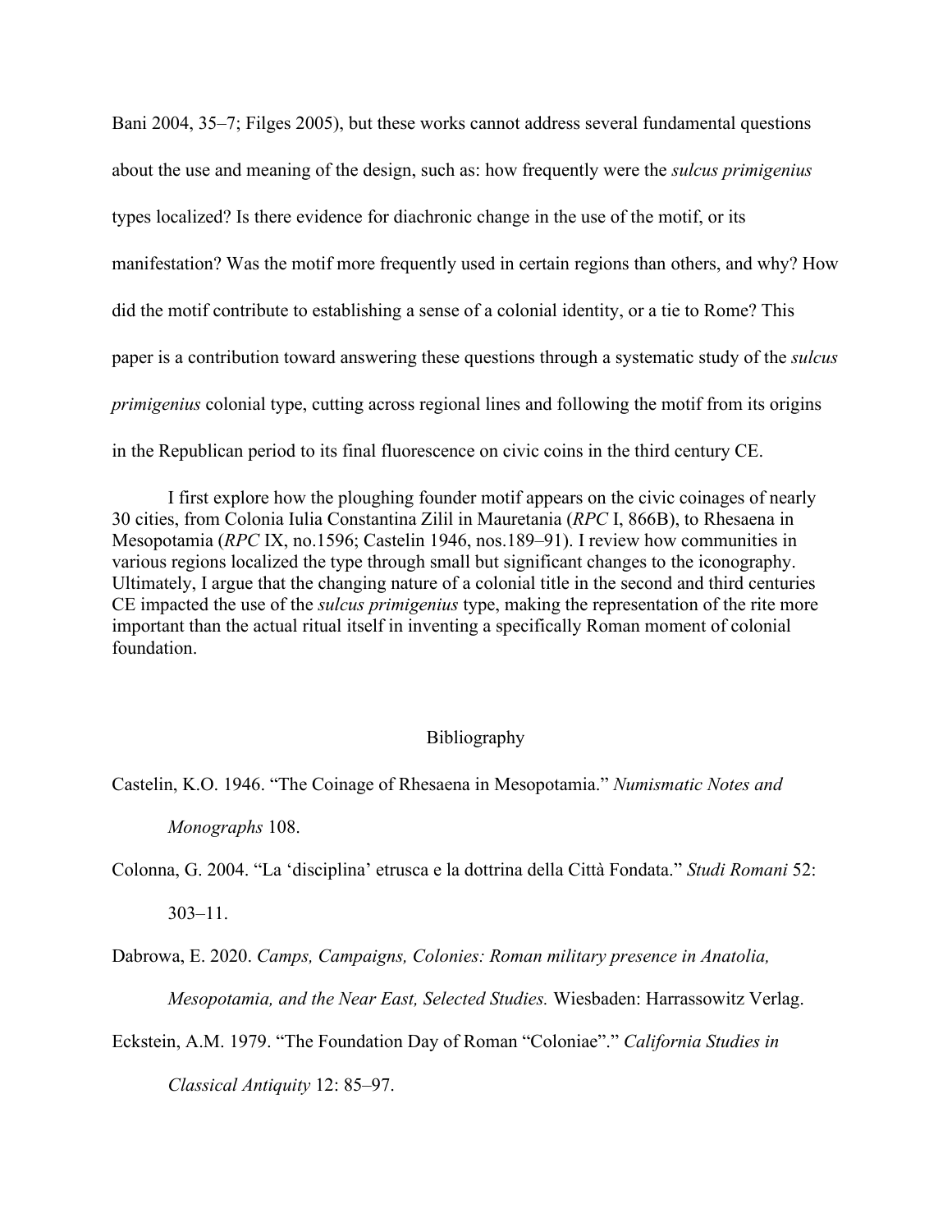Bani 2004, 35–7; Filges 2005), but these works cannot address several fundamental questions about the use and meaning of the design, such as: how frequently were the *sulcus primigenius* types localized? Is there evidence for diachronic change in the use of the motif, or its manifestation? Was the motif more frequently used in certain regions than others, and why? How did the motif contribute to establishing a sense of a colonial identity, or a tie to Rome? This paper is a contribution toward answering these questions through a systematic study of the *sulcus primigenius* colonial type, cutting across regional lines and following the motif from its origins in the Republican period to its final fluorescence on civic coins in the third century CE.

I first explore how the ploughing founder motif appears on the civic coinages of nearly 30 cities, from Colonia Iulia Constantina Zilil in Mauretania (*RPC* I, 866B), to Rhesaena in Mesopotamia (*RPC* IX, no.1596; Castelin 1946, nos.189–91). I review how communities in various regions localized the type through small but significant changes to the iconography. Ultimately, I argue that the changing nature of a colonial title in the second and third centuries CE impacted the use of the *sulcus primigenius* type, making the representation of the rite more important than the actual ritual itself in inventing a specifically Roman moment of colonial foundation.

## Bibliography

Castelin, K.O. 1946. "The Coinage of Rhesaena in Mesopotamia." *Numismatic Notes and Monographs* 108.

Colonna, G. 2004. "La 'disciplina' etrusca e la dottrina della Città Fondata." *Studi Romani* 52: 303–11.

Dabrowa, E. 2020. *Camps, Campaigns, Colonies: Roman military presence in Anatolia, Mesopotamia, and the Near East, Selected Studies.* Wiesbaden: Harrassowitz Verlag.

Eckstein, A.M. 1979. "The Foundation Day of Roman "Coloniae"." *California Studies in Classical Antiquity* 12: 85–97.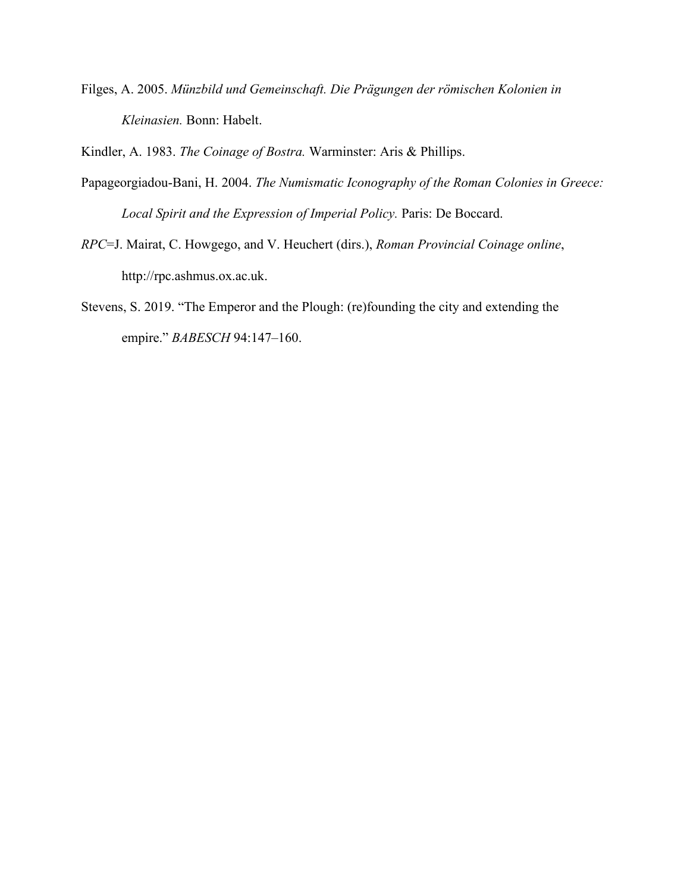Filges, A. 2005. *Münzbild und Gemeinschaft. Die Prägungen der römischen Kolonien in Kleinasien.* Bonn: Habelt.

Kindler, A. 1983. *The Coinage of Bostra.* Warminster: Aris & Phillips.

Papageorgiadou-Bani, H. 2004. *The Numismatic Iconography of the Roman Colonies in Greece: Local Spirit and the Expression of Imperial Policy.* Paris: De Boccard.

*RPC*=J. Mairat, C. Howgego, and V. Heuchert (dirs.), *Roman Provincial Coinage online*, http://rpc.ashmus.ox.ac.uk.

Stevens, S. 2019. "The Emperor and the Plough: (re)founding the city and extending the empire." *BABESCH* 94:147–160.